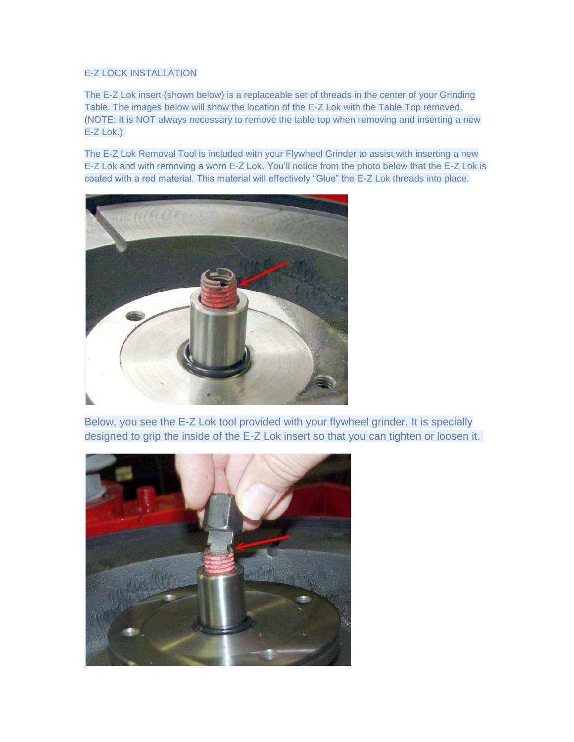# E-Z LOCK INSTALLATION

The E-Z Lok insert (shown below) is a replaceable set of threads in the center of your Grinding Table. The images below will show the location of the E-Z Lok with the Table Top removed. (NOTE: It is NOT always necessary to remove the table top when removing and inserting a new E-Z Lok.)

The E-Z Lok Removal Tool is included with your Flywheel Grinder to assist with inserting a new E-Z Lok and with removing a worn E-Z Lok. You'll notice from the photo below that the E-Z Lok is coated with a red material. This material will effectively "Glue" the E-Z Lok threads into place.

Below, you see the E-Z Lok tool provided with your flywheel grinder. It is specially designed to grip the inside of the E-Z Lok insert so that you can tighten or loosen it.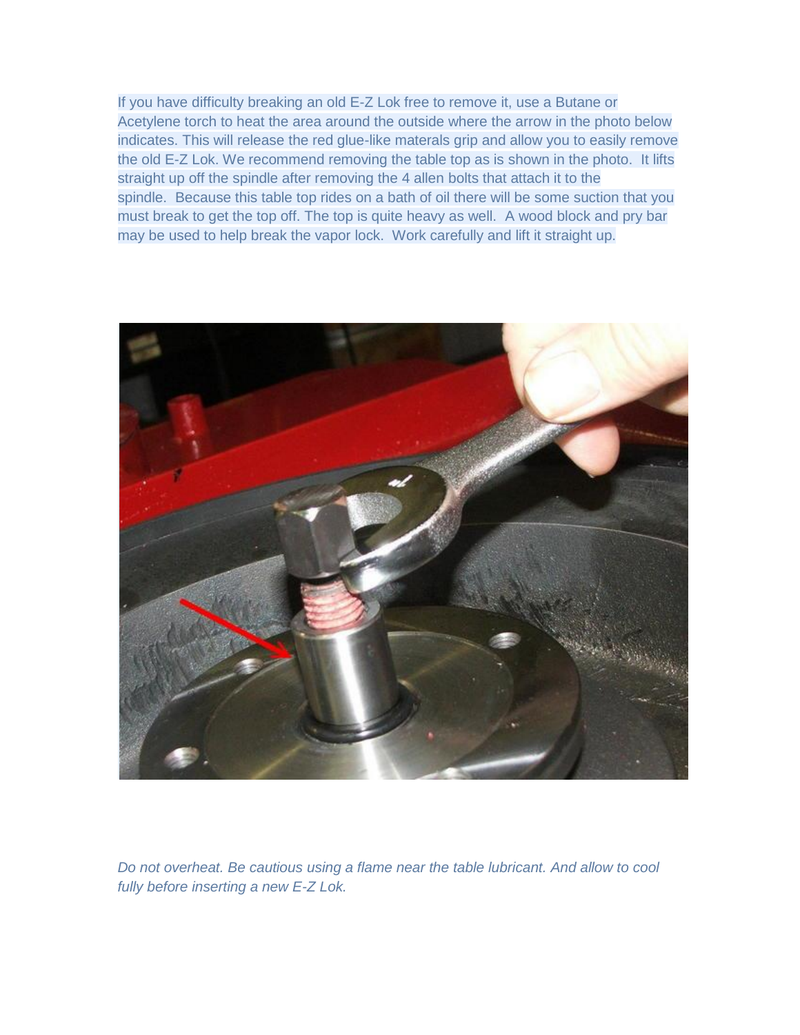If you have difficulty breaking an old E-Z Lok free to remove it, use a Butane or Acetylene torch to heat the area around the outside where the arrow in the photo below indicates. This will release the red glue-like materals grip and allow you to easily remove the old E-Z Lok. We recommend removing the table top as is shown in the photo. It lifts straight up off the spindle after removing the 4 allen bolts that attach it to the spindle. Because this table top rides on a bath of oil there will be some suction that you must break to get the top off. The top is quite heavy as well. A wood block and pry bar may be used to help break the vapor lock. Work carefully and lift it straight up.

*Do not overheat. Be cautious using a flame near the table lubricant. And allow to cool fully before inserting a new E-Z Lok.*